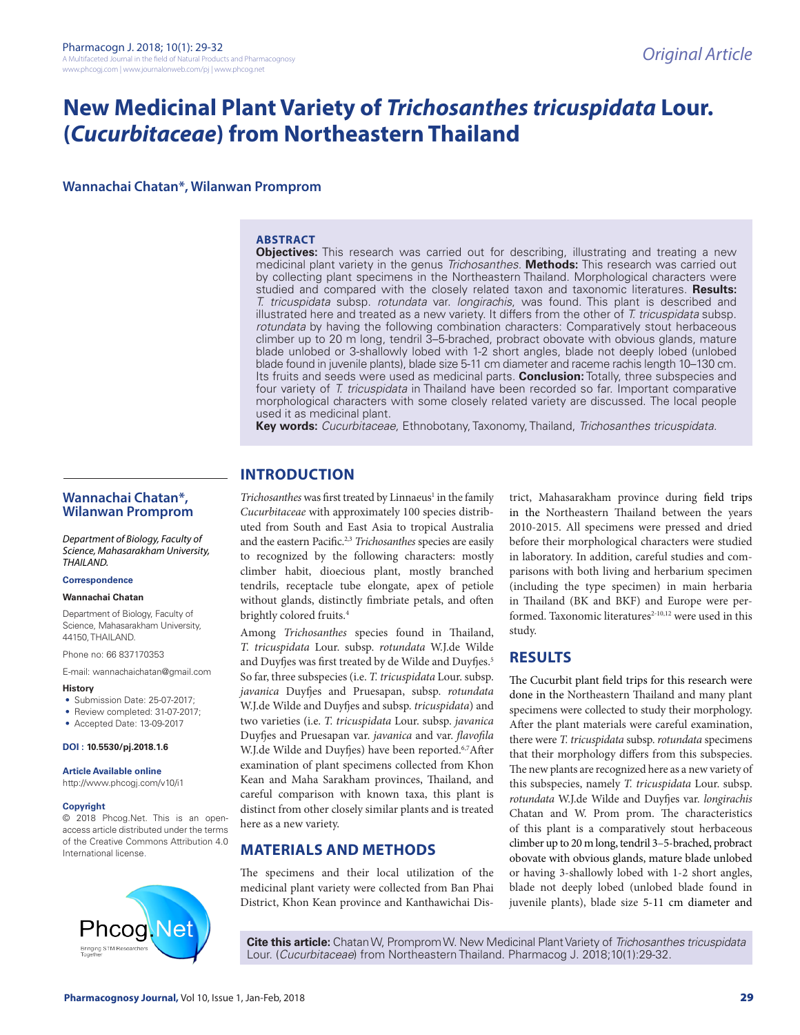Original Article

# New Medicinal Plant Variety of *Trichosanthes tricuspidata* Lour. (*Cucurbitaceae*) from Northeastern Thailand

**Wannachai Chatan*, Wilanwan Promprom**

## ABSTRACT

**Objectives:** This research was carried out for describing, illustrating and treating a new medicinal plant variety in the genus *Trichosanthes*. **Methods:** This research was carried out by collecting plant specimens in the Northeastern Thailand. Morphological characters were studied and compared with the closely related taxon and taxonomic literatures. **Results:** *T. tricuspidata* subsp. *rotundata* var. *longirachis*, was found. This plant is described and illustrated here and treated as a new variety. It differs from the other of *T. tricuspidata* subsp. *rotundata* by having the following combination characters: Comparatively stout herbaceous climber up to 20 m long, tendril 3–5-brached, probract obovate with obvious glands, mature blade unlobed or 3-shallowly lobed with 1-2 short angles, blade not deeply lobed (unlobed blade found in juvenile plants), blade size 5-11 cm diameter and raceme rachis length 10–130 cm. Its fruits and seeds were used as medicinal parts. **Conclusion:** Totally, three subspecies and four variety of *T. tricuspidata* in Thailand have been recorded so far. Important comparative morphological characters with some closely related variety are discussed. The local people used it as medicinal plant.

**Key words:** *Cucurbitaceae,* Ethnobotany, Taxonomy, Thailand, *Trichosanthes tricuspidata.*

**Wannachai Chatan*, Wilanwan Promprom**

*Department of Biology, Faculty of Science, Mahasarakham University, THAILAND.*

**Correspondence**

**Wannachai Chatan**

Department of Biology, Faculty of Science, Mahasarakham University, 44150, THAILAND.

Phone no: 66 837170353

E-mail: wannachaichatan@gmail.com

**History**

- Submission Date: 25-07-2017;
- Review completed: 31-07-2017;
- Accepted Date: 13-09-2017

**DOI : 10.5530/pj.2018.1.6**

**Article Available online**

http://www.phcogj.com/v10/i1

**Copyright**

© 2018 Phcog.Net. This is an open-access article distributed under the terms of the Creative Commons Attribution 4.0 International license.

## INTRODUCTION

*Trichosanthes* was first treated by Linnaeus[1] in the family *Cucurbitaceae* with approximately 100 species distributed from South and East Asia to tropical Australia and the eastern Pacific.[2,3] *Trichosanthes* species are easily to recognized by the following characters: mostly climber habit, dioecious plant, mostly branched tendrils, receptacle tube elongate, apex of petiole without glands, distinctly fimbriate petals, and often brightly colored fruits.[4]

Among *Trichosanthes* species found in Thailand, *T. tricuspidata* Lour. subsp. *rotundata* W.J.de Wilde and Duyfjes was first treated by de Wilde and Duyfjes.[5] So far, three subspecies (i.e. *T. tricuspidata* Lour. subsp. *javanica* Duyfjes and Pruesapan, subsp. *rotundata* W.J.de Wilde and Duyfjes and subsp. *tricuspidata*) and two varieties (i.e. *T. tricuspidata* Lour. subsp. *javanica* Duyfjes and Pruesapan var. *javanica* and var. *flavofila* W.J.de Wilde and Duyfjes) have been reported.[6,7] After examination of plant specimens collected from Khon Kean and Maha Sarakham provinces, Thailand, and careful comparison with known taxa, this plant is distinct from other closely similar plants and is treated here as a new variety.

## MATERIALS AND METHODS

The specimens and their local utilization of the medicinal plant variety were collected from Ban Phai District, Khon Kean province and Kanthawichai District, Mahasarakham province during field trips in the Northeastern Thailand between the years 2010-2015. All specimens were pressed and dried before their morphological characters were studied in laboratory. In addition, careful studies and comparisons with both living and herbarium specimen (including the type specimen) in main herbaria in Thailand (BK and BKF) and Europe were performed. Taxonomic literatures[2-10,12] were used in this study.

## RESULTS

The Cucurbit plant field trips for this research were done in the Northeastern Thailand and many plant specimens were collected to study their morphology. After the plant materials were careful examination, there were *T. tricuspidata* subsp. *rotundata* specimens that their morphology differs from this subspecies. The new plants are recognized here as a new variety of this subspecies, namely *T. tricuspidata* Lour. subsp. *rotundata* W.J.de Wilde and Duyfjes var. *longirachis* Chatan and W. Prom prom. The characteristics of this plant is a comparatively stout herbaceous climber up to 20 m long, tendril 3–5-brached, probract obovate with obvious glands, mature blade unlobed or having 3-shallowly lobed with 1-2 short angles, blade not deeply lobed (unlobed blade found in juvenile plants), blade size 5-11 cm diameter and

**Cite this article:** Chatan W, Promprom W. New Medicinal Plant Variety of *Trichosanthes tricuspidata* Lour. (*Cucurbitaceae*) from Northeastern Thailand. Pharmacog J. 2018;10(1):29-32.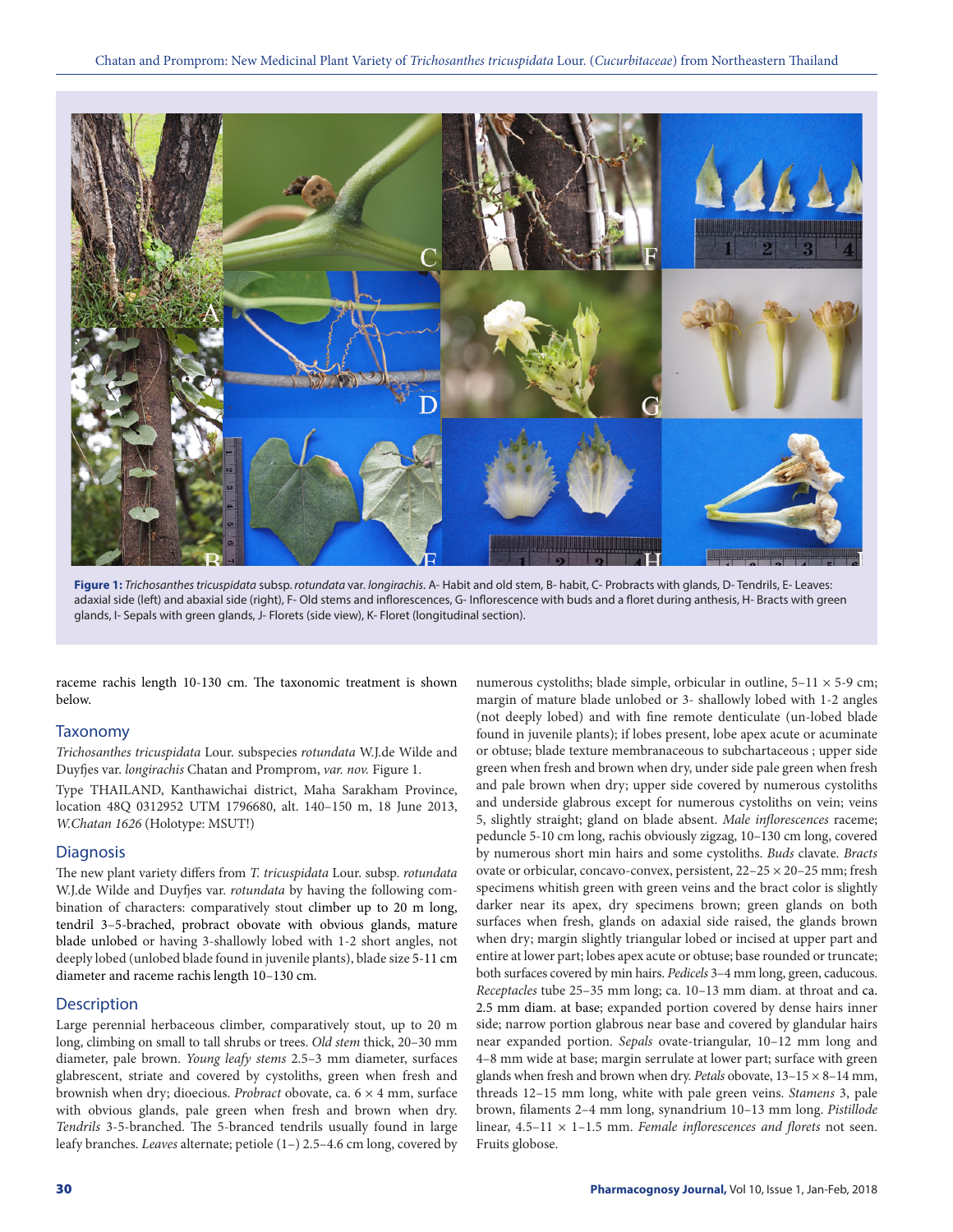**Figure 1:** *Trichosanthes tricuspidata* subsp. *rotundata* var. *longirachis*. A- Habit and old stem, B- habit, C- Probracts with glands, D- Tendrils, E- Leaves: adaxial side (left) and abaxial side (right), F- Old stems and inflorescences, G- Inflorescence with buds and a floret during anthesis, H- Bracts with green glands, I- Sepals with green glands, J- Florets (side view), K- Floret (longitudinal section).

raceme rachis length 10-130 cm. The taxonomic treatment is shown below.

## Taxonomy

*Trichosanthes tricuspidata* Lour. subspecies *rotundata* W.J.de Wilde and Duyfjes var. *longirachis* Chatan and Promprom, *var. nov.* Figure 1.

Type THAILAND, Kanthawichai district, Maha Sarakham Province, location 48Q 0312952 UTM 1796680, alt. 140–150 m, 18 June 2013, *W.Chatan 1626* (Holotype: MSUT!)

## Diagnosis

The new plant variety differs from *T. tricuspidata* Lour. subsp. *rotundata* W.J.de Wilde and Duyfjes var. *rotundata* by having the following combination of characters: comparatively stout climber up to 20 m long, tendril 3–5-brached, probract obovate with obvious glands, mature blade unlobed or having 3-shallowly lobed with 1-2 short angles, not deeply lobed (unlobed blade found in juvenile plants), blade size 5-11 cm diameter and raceme rachis length 10–130 cm.

## Description

Large perennial herbaceous climber, comparatively stout, up to 20 m long, climbing on small to tall shrubs or trees. *Old stem* thick, 20–30 mm diameter, pale brown. *Young leafy stems* 2.5–3 mm diameter, surfaces glabrescent, striate and covered by cystoliths, green when fresh and brownish when dry; dioecious. *Probract* obovate, ca. 6 × 4 mm, surface with obvious glands, pale green when fresh and brown when dry. *Tendrils* 3-5-branched. The 5-branced tendrils usually found in large leafy branches. *Leaves* alternate; petiole (1–) 2.5–4.6 cm long, covered by numerous cystoliths; blade simple, orbicular in outline, 5–11 × 5-9 cm; margin of mature blade unlobed or 3- shallowly lobed with 1-2 angles (not deeply lobed) and with fine remote denticulate (un-lobed blade found in juvenile plants); if lobes present, lobe apex acute or acuminate or obtuse; blade texture membranaceous to subchartaceous ; upper side green when fresh and brown when dry, under side pale green when fresh and pale brown when dry; upper side covered by numerous cystoliths and underside glabrous except for numerous cystoliths on vein; veins 5, slightly straight; gland on blade absent. *Male inflorescences* raceme; peduncle 5-10 cm long, rachis obviously zigzag, 10–130 cm long, covered by numerous short min hairs and some cystoliths. *Buds* clavate. *Bracts* ovate or orbicular, concavo-convex, persistent, 22–25 × 20–25 mm; fresh specimens whitish green with green veins and the bract color is slightly darker near its apex, dry specimens brown; green glands on both surfaces when fresh, glands on adaxial side raised, the glands brown when dry; margin slightly triangular lobed or incised at upper part and entire at lower part; lobes apex acute or obtuse; base rounded or truncate; both surfaces covered by min hairs. *Pedicels* 3–4 mm long, green, caducous. *Receptacles* tube 25–35 mm long; ca. 10–13 mm diam. at throat and ca. 2.5 mm diam. at base; expanded portion covered by dense hairs inner side; narrow portion glabrous near base and covered by glandular hairs near expanded portion. *Sepals* ovate-triangular, 10–12 mm long and 4–8 mm wide at base; margin serrulate at lower part; surface with green glands when fresh and brown when dry. *Petals* obovate, 13–15 × 8–14 mm, threads 12–15 mm long, white with pale green veins. *Stamens* 3, pale brown, filaments 2–4 mm long, synandrium 10–13 mm long. *Pistillode* linear, 4.5–11 × 1–1.5 mm. *Female inflorescences and florets* not seen. Fruits globose.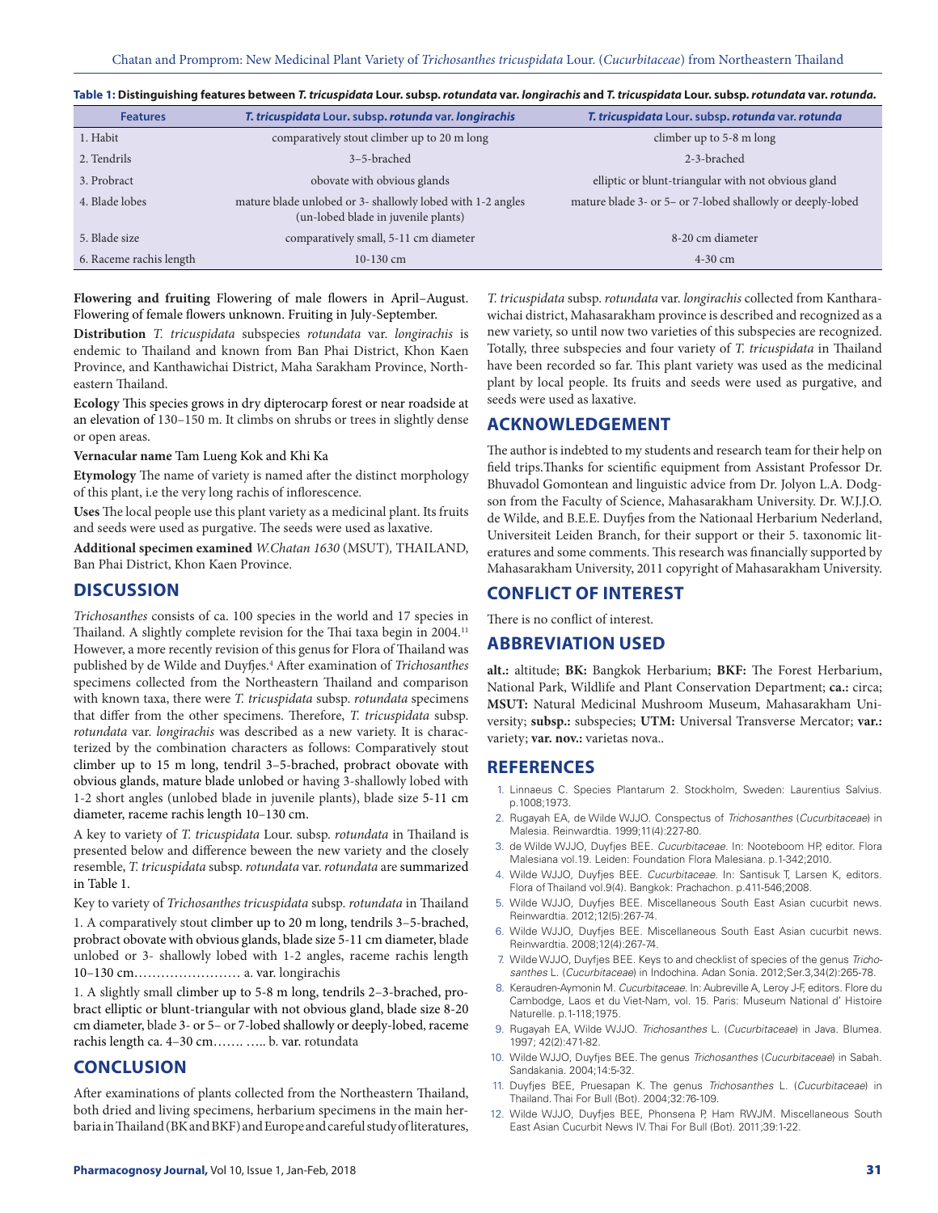**Table 1: Distinguishing features between *T. tricuspidata* Lour. subsp. *rotundata* var. *longirachis* and *T. tricuspidata* Lour. subsp. *rotundata* var. *rotunda*.**

| Features | *T. tricuspidata* Lour. subsp. *rotunda* var. *longirachis* | *T. tricuspidata* Lour. subsp. *rotunda* var. *rotunda* |
|---|---|---|
| 1. Habit | comparatively stout climber up to 20 m long | climber up to 5-8 m long |
| 2. Tendrils | 3–5-brached | 2-3-brached |
| 3. Probract | obovate with obvious glands | elliptic or blunt-triangular with not obvious gland |
| 4. Blade lobes | mature blade unlobed or 3- shallowly lobed with 1-2 angles (un-lobed blade in juvenile plants) | mature blade 3- or 5– or 7-lobed shallowly or deeply-lobed |
| 5. Blade size | comparatively small, 5-11 cm diameter | 8-20 cm diameter |
| 6. Raceme rachis length | 10-130 cm | 4-30 cm |

**Flowering and fruiting** Flowering of male flowers in April–August. Flowering of female flowers unknown. Fruiting in July-September.

**Distribution** *T. tricuspidata* subspecies *rotundata* var. *longirachis* is endemic to Thailand and known from Ban Phai District, Khon Kaen Province, and Kanthawichai District, Maha Sarakham Province, Northeastern Thailand.

**Ecology** This species grows in dry dipterocarp forest or near roadside at an elevation of 130–150 m. It climbs on shrubs or trees in slightly dense or open areas.

**Vernacular name** Tam Lueng Kok and Khi Ka

**Etymology** The name of variety is named after the distinct morphology of this plant, i.e the very long rachis of inflorescence.

**Uses** The local people use this plant variety as a medicinal plant. Its fruits and seeds were used as purgative. The seeds were used as laxative.

**Additional specimen examined** *W.Chatan 1630* (MSUT), THAILAND, Ban Phai District, Khon Kaen Province.

## DISCUSSION

*Trichosanthes* consists of ca. 100 species in the world and 17 species in Thailand. A slightly complete revision for the Thai taxa begin in 2004.[11] However, a more recently revision of this genus for Flora of Thailand was published by de Wilde and Duyfjes.[4] After examination of *Trichosanthes* specimens collected from the Northeastern Thailand and comparison with known taxa, there were *T. tricuspidata* subsp. *rotundata* specimens that differ from the other specimens. Therefore, *T. tricuspidata* subsp. *rotundata* var. *longirachis* was described as a new variety. It is characterized by the combination characters as follows: Comparatively stout climber up to 15 m long, tendril 3–5-brached, probract obovate with obvious glands, mature blade unlobed or having 3-shallowly lobed with 1-2 short angles (unlobed blade in juvenile plants), blade size 5-11 cm diameter, raceme rachis length 10–130 cm.

A key to variety of *T. tricuspidata* Lour. subsp. *rotundata* in Thailand is presented below and difference beween the new variety and the closely resemble, *T. tricuspidata* subsp. *rotundata* var. *rotundata* are summarized in Table 1.

Key to variety of *Trichosanthes tricuspidata* subsp. *rotundata* in Thailand

1. A comparatively stout climber up to 20 m long, tendrils 3–5-brached, probract obovate with obvious glands, blade size 5-11 cm diameter, blade unlobed or 3- shallowly lobed with 1-2 angles, raceme rachis length 10–130 cm…………………… a. var. longirachis

1. A slightly small climber up to 5-8 m long, tendrils 2–3-brached, probract elliptic or blunt-triangular with not obvious gland, blade size 8-20 cm diameter, blade 3- or 5– or 7-lobed shallowly or deeply-lobed, raceme rachis length ca. 4–30 cm……. ….. b. var. rotundata

## CONCLUSION

After examinations of plants collected from the Northeastern Thailand, both dried and living specimens, herbarium specimens in the main herbaria in Thailand (BK and BKF) and Europe and careful study of literatures, *T. tricuspidata* subsp. *rotundata* var. *longirachis* collected from Kantharawichai district, Mahasarakham province is described and recognized as a new variety, so until now two varieties of this subspecies are recognized. Totally, three subspecies and four variety of *T. tricuspidata* in Thailand have been recorded so far. This plant variety was used as the medicinal plant by local people. Its fruits and seeds were used as purgative, and seeds were used as laxative.

## ACKNOWLEDGEMENT

The author is indebted to my students and research team for their help on field trips.Thanks for scientific equipment from Assistant Professor Dr. Bhuvadol Gomontean and linguistic advice from Dr. Jolyon L.A. Dodgson from the Faculty of Science, Mahasarakham University. Dr. W.J.J.O. de Wilde, and B.E.E. Duyfjes from the Nationaal Herbarium Nederland, Universiteit Leiden Branch, for their support or their 5. taxonomic literatures and some comments. This research was financially supported by Mahasarakham University, 2011 copyright of Mahasarakham University.

## CONFLICT OF INTEREST

There is no conflict of interest.

## ABBREVIATION USED

**alt.:** altitude; **BK:** Bangkok Herbarium; **BKF:** The Forest Herbarium, National Park, Wildlife and Plant Conservation Department; **ca.:** circa; **MSUT:** Natural Medicinal Mushroom Museum, Mahasarakham University; **subsp.:** subspecies; **UTM:** Universal Transverse Mercator; **var.:** variety; **var. nov.:** varietas nova..

## REFERENCES

1. Linnaeus C. Species Plantarum 2. Stockholm, Sweden: Laurentius Salvius. p.1008;1973.
2. Rugayah EA, de Wilde WJJO. Conspectus of *Trichosanthes* (*Cucurbitaceae*) in Malesia. Reinwardtia. 1999;11(4):227-80.
3. de Wilde WJJO, Duyfjes BEE. *Cucurbitaceae*. In: Nooteboom HP, editor. Flora Malesiana vol.19. Leiden: Foundation Flora Malesiana. p.1-342;2010.
4. Wilde WJJO, Duyfjes BEE. *Cucurbitaceae*. In: Santisuk T, Larsen K, editors. Flora of Thailand vol.9(4). Bangkok: Prachachon. p.411-546;2008.
5. Wilde WJJO, Duyfjes BEE. Miscellaneous South East Asian cucurbit news. Reinwardtia. 2012;12(5):267-74.
6. Wilde WJJO, Duyfjes BEE. Miscellaneous South East Asian cucurbit news. Reinwardtia. 2008;12(4):267-74.
7. Wilde WJJO, Duyfjes BEE. Keys to and checklist of species of the genus *Trichosanthes* L. (*Cucurbitaceae*) in Indochina. Adan Sonia. 2012;Ser.3,34(2):265-78.
8. Keraudren-Aymonin M. *Cucurbitaceae*. In: Aubreville A, Leroy J-F, editors. Flore du Cambodge, Laos et du Viet-Nam, vol. 15. Paris: Museum National d' Histoire Naturelle. p.1-118;1975.
9. Rugayah EA, Wilde WJJO. *Trichosanthes* L. (*Cucurbitaceae*) in Java. Blumea. 1997; 42(2):471-82.
10. Wilde WJJO, Duyfjes BEE. The genus *Trichosanthes* (*Cucurbitaceae*) in Sabah. Sandakania. 2004;14:5-32.
11. Duyfjes BEE, Pruesapan K. The genus *Trichosanthes* L. (*Cucurbitaceae*) in Thailand. Thai For Bull (Bot). 2004;32:76-109.
12. Wilde WJJO, Duyfjes BEE, Phonsena P, Ham RWJM. Miscellaneous South East Asian Cucurbit News IV. Thai For Bull (Bot). 2011;39:1-22.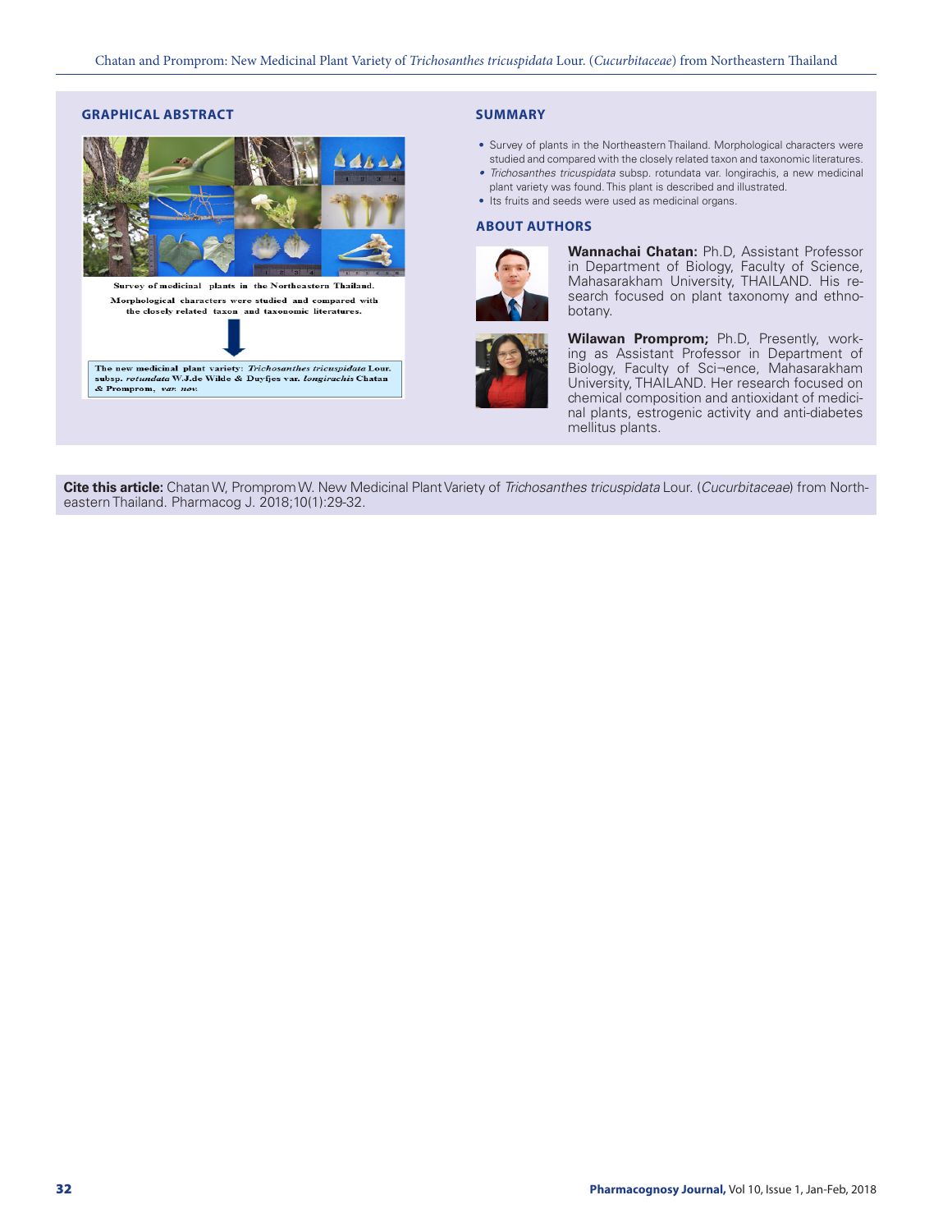## GRAPHICAL ABSTRACT

Survey of medicinal plants in the Northeastern Thailand.

Morphological characters were studied and compared with the closely related taxon and taxonomic literatures.

The new medicinal plant variety: *Trichosanthes tricuspidata* Lour. subsp. *rotundata* W.J.de Wilde & Duyfjes var. *longirachis* Chatan & Promprom, *var. nov.*

## SUMMARY

- Survey of plants in the Northeastern Thailand. Morphological characters were studied and compared with the closely related taxon and taxonomic literatures.
- *Trichosanthes tricuspidata* subsp. rotundata var. longirachis, a new medicinal plant variety was found. This plant is described and illustrated.
- Its fruits and seeds were used as medicinal organs.

## ABOUT AUTHORS

**Wannachai Chatan:** Ph.D, Assistant Professor in Department of Biology, Faculty of Science, Mahasarakham University, THAILAND. His research focused on plant taxonomy and ethnobotany.

**Wilawan Promprom;** Ph.D, Presently, working as Assistant Professor in Department of Biology, Faculty of Sci¬ence, Mahasarakham University, THAILAND. Her research focused on chemical composition and antioxidant of medicinal plants, estrogenic activity and anti-diabetes mellitus plants.

**Cite this article:** Chatan W, Promprom W. New Medicinal Plant Variety of *Trichosanthes tricuspidata* Lour. (*Cucurbitaceae*) from Northeastern Thailand. Pharmacog J. 2018;10(1):29-32.